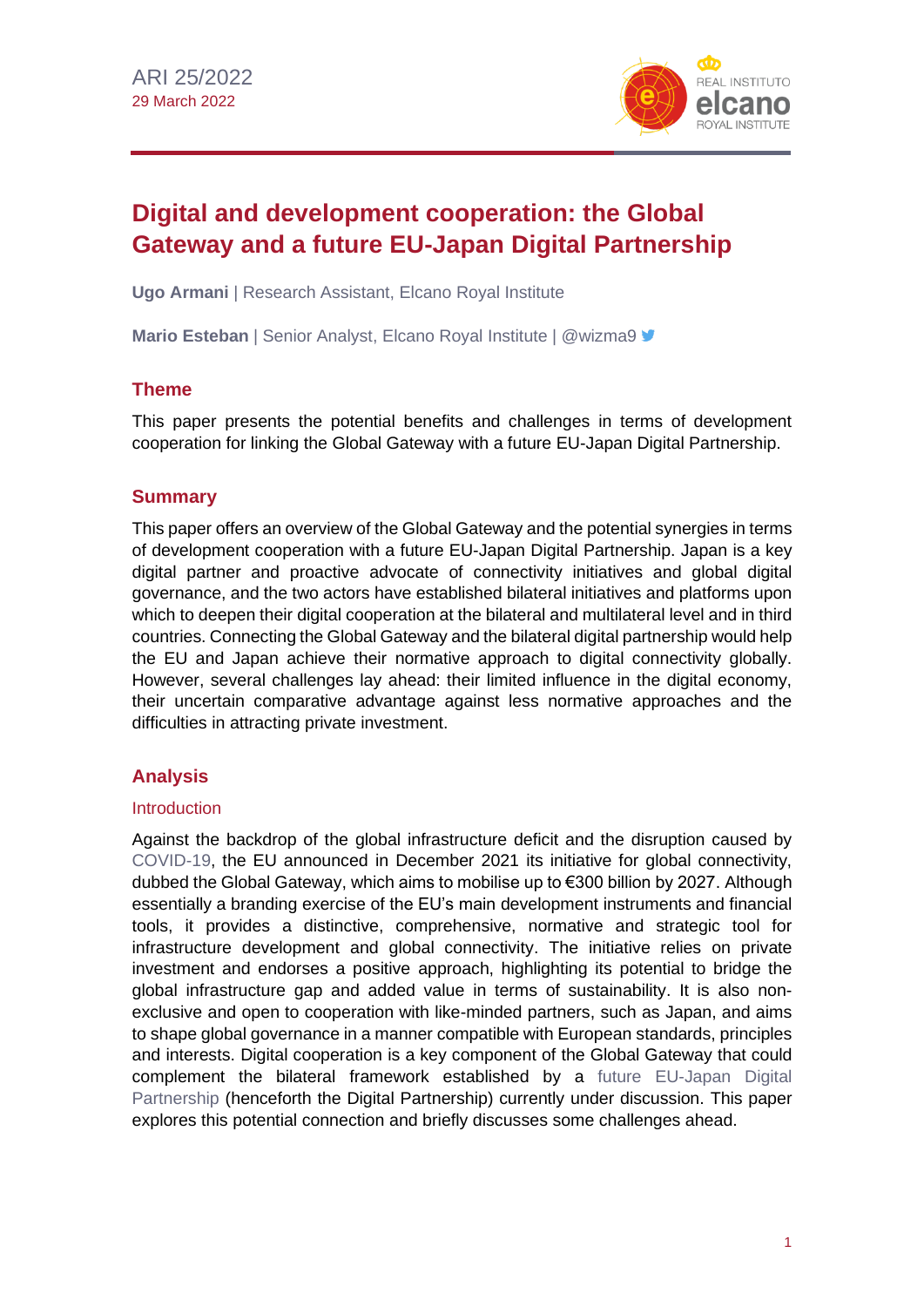ARI 25/2022
29 March 2022

# Digital and development cooperation: the Global Gateway and a future EU-Japan Digital Partnership

**Ugo Armani** | Research Assistant, Elcano Royal Institute

**Mario Esteban** | Senior Analyst, Elcano Royal Institute | @wizma9

## Theme

This paper presents the potential benefits and challenges in terms of development cooperation for linking the Global Gateway with a future EU-Japan Digital Partnership.

## Summary

This paper offers an overview of the Global Gateway and the potential synergies in terms of development cooperation with a future EU-Japan Digital Partnership. Japan is a key digital partner and proactive advocate of connectivity initiatives and global digital governance, and the two actors have established bilateral initiatives and platforms upon which to deepen their digital cooperation at the bilateral and multilateral level and in third countries. Connecting the Global Gateway and the bilateral digital partnership would help the EU and Japan achieve their normative approach to digital connectivity globally. However, several challenges lay ahead: their limited influence in the digital economy, their uncertain comparative advantage against less normative approaches and the difficulties in attracting private investment.

## Analysis

### Introduction

Against the backdrop of the global infrastructure deficit and the disruption caused by COVID-19, the EU announced in December 2021 its initiative for global connectivity, dubbed the Global Gateway, which aims to mobilise up to €300 billion by 2027. Although essentially a branding exercise of the EU's main development instruments and financial tools, it provides a distinctive, comprehensive, normative and strategic tool for infrastructure development and global connectivity. The initiative relies on private investment and endorses a positive approach, highlighting its potential to bridge the global infrastructure gap and added value in terms of sustainability. It is also non-exclusive and open to cooperation with like-minded partners, such as Japan, and aims to shape global governance in a manner compatible with European standards, principles and interests. Digital cooperation is a key component of the Global Gateway that could complement the bilateral framework established by a future EU-Japan Digital Partnership (henceforth the Digital Partnership) currently under discussion. This paper explores this potential connection and briefly discusses some challenges ahead.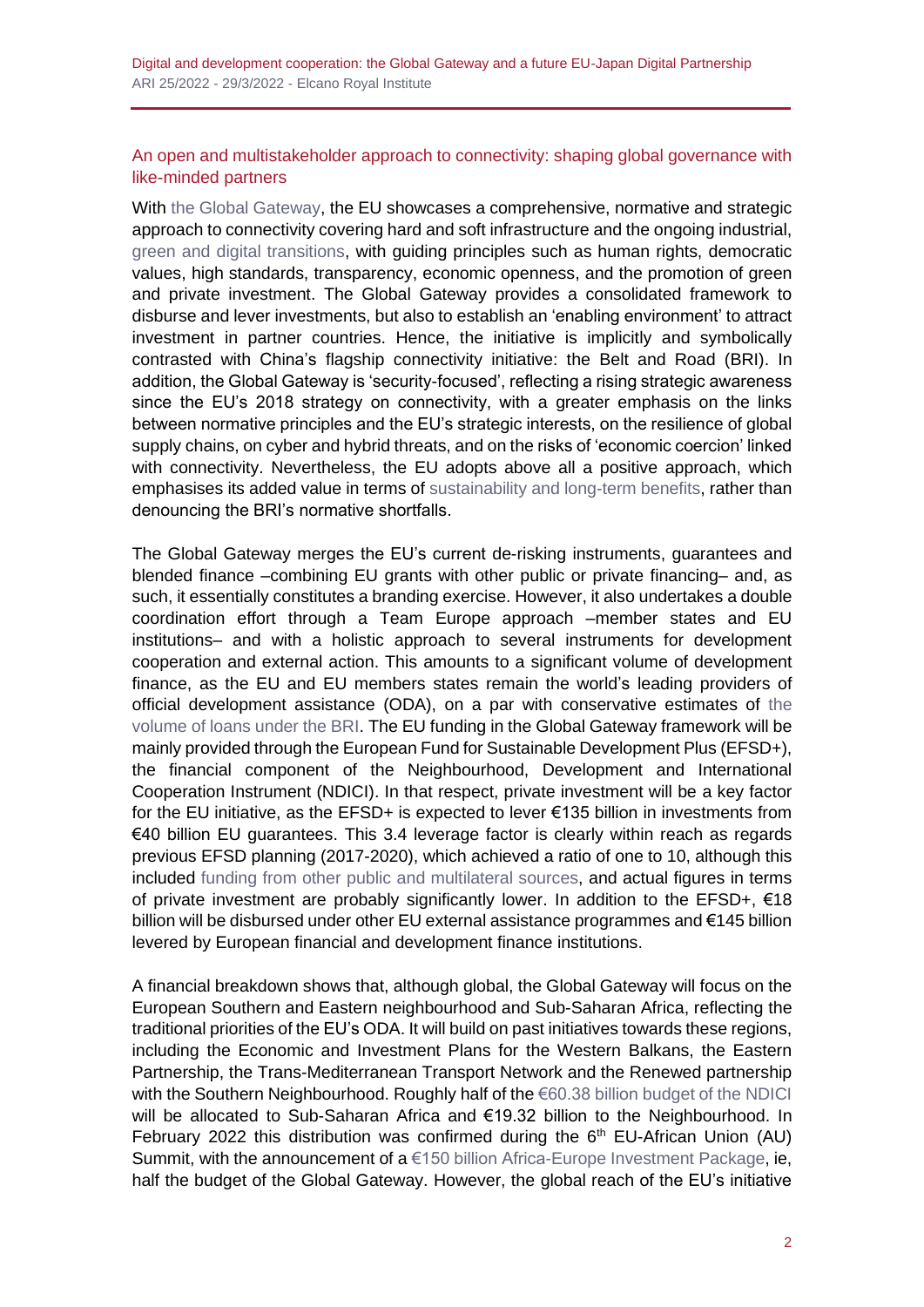## An open and multistakeholder approach to connectivity: shaping global governance with like-minded partners

With the Global Gateway, the EU showcases a comprehensive, normative and strategic approach to connectivity covering hard and soft infrastructure and the ongoing industrial, green and digital transitions, with guiding principles such as human rights, democratic values, high standards, transparency, economic openness, and the promotion of green and private investment. The Global Gateway provides a consolidated framework to disburse and lever investments, but also to establish an 'enabling environment' to attract investment in partner countries. Hence, the initiative is implicitly and symbolically contrasted with China's flagship connectivity initiative: the Belt and Road (BRI). In addition, the Global Gateway is 'security-focused', reflecting a rising strategic awareness since the EU's 2018 strategy on connectivity, with a greater emphasis on the links between normative principles and the EU's strategic interests, on the resilience of global supply chains, on cyber and hybrid threats, and on the risks of 'economic coercion' linked with connectivity. Nevertheless, the EU adopts above all a positive approach, which emphasises its added value in terms of sustainability and long-term benefits, rather than denouncing the BRI's normative shortfalls.

The Global Gateway merges the EU's current de-risking instruments, guarantees and blended finance –combining EU grants with other public or private financing– and, as such, it essentially constitutes a branding exercise. However, it also undertakes a double coordination effort through a Team Europe approach –member states and EU institutions– and with a holistic approach to several instruments for development cooperation and external action. This amounts to a significant volume of development finance, as the EU and EU members states remain the world's leading providers of official development assistance (ODA), on a par with conservative estimates of the volume of loans under the BRI. The EU funding in the Global Gateway framework will be mainly provided through the European Fund for Sustainable Development Plus (EFSD+), the financial component of the Neighbourhood, Development and International Cooperation Instrument (NDICI). In that respect, private investment will be a key factor for the EU initiative, as the EFSD+ is expected to lever €135 billion in investments from €40 billion EU guarantees. This 3.4 leverage factor is clearly within reach as regards previous EFSD planning (2017-2020), which achieved a ratio of one to 10, although this included funding from other public and multilateral sources, and actual figures in terms of private investment are probably significantly lower. In addition to the EFSD+, €18 billion will be disbursed under other EU external assistance programmes and €145 billion levered by European financial and development finance institutions.

A financial breakdown shows that, although global, the Global Gateway will focus on the European Southern and Eastern neighbourhood and Sub-Saharan Africa, reflecting the traditional priorities of the EU's ODA. It will build on past initiatives towards these regions, including the Economic and Investment Plans for the Western Balkans, the Eastern Partnership, the Trans-Mediterranean Transport Network and the Renewed partnership with the Southern Neighbourhood. Roughly half of the €60.38 billion budget of the NDICI will be allocated to Sub-Saharan Africa and €19.32 billion to the Neighbourhood. In February 2022 this distribution was confirmed during the 6th EU-African Union (AU) Summit, with the announcement of a €150 billion Africa-Europe Investment Package, ie, half the budget of the Global Gateway. However, the global reach of the EU's initiative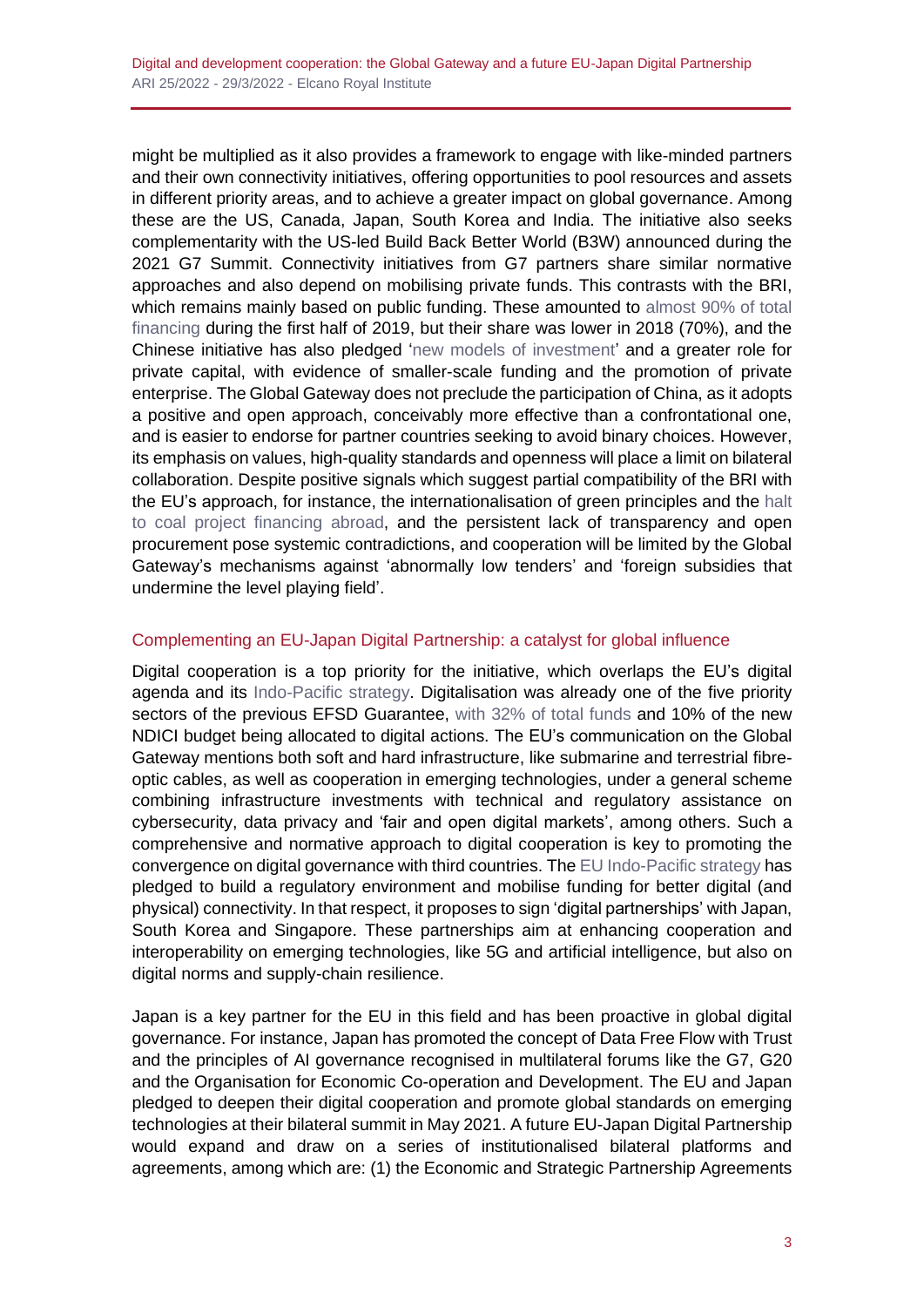might be multiplied as it also provides a framework to engage with like-minded partners and their own connectivity initiatives, offering opportunities to pool resources and assets in different priority areas, and to achieve a greater impact on global governance. Among these are the US, Canada, Japan, South Korea and India. The initiative also seeks complementarity with the US-led Build Back Better World (B3W) announced during the 2021 G7 Summit. Connectivity initiatives from G7 partners share similar normative approaches and also depend on mobilising private funds. This contrasts with the BRI, which remains mainly based on public funding. These amounted to almost 90% of total financing during the first half of 2019, but their share was lower in 2018 (70%), and the Chinese initiative has also pledged 'new models of investment' and a greater role for private capital, with evidence of smaller-scale funding and the promotion of private enterprise. The Global Gateway does not preclude the participation of China, as it adopts a positive and open approach, conceivably more effective than a confrontational one, and is easier to endorse for partner countries seeking to avoid binary choices. However, its emphasis on values, high-quality standards and openness will place a limit on bilateral collaboration. Despite positive signals which suggest partial compatibility of the BRI with the EU's approach, for instance, the internationalisation of green principles and the halt to coal project financing abroad, and the persistent lack of transparency and open procurement pose systemic contradictions, and cooperation will be limited by the Global Gateway's mechanisms against 'abnormally low tenders' and 'foreign subsidies that undermine the level playing field'.

## Complementing an EU-Japan Digital Partnership: a catalyst for global influence

Digital cooperation is a top priority for the initiative, which overlaps the EU's digital agenda and its Indo-Pacific strategy. Digitalisation was already one of the five priority sectors of the previous EFSD Guarantee, with 32% of total funds and 10% of the new NDICI budget being allocated to digital actions. The EU's communication on the Global Gateway mentions both soft and hard infrastructure, like submarine and terrestrial fibre-optic cables, as well as cooperation in emerging technologies, under a general scheme combining infrastructure investments with technical and regulatory assistance on cybersecurity, data privacy and 'fair and open digital markets', among others. Such a comprehensive and normative approach to digital cooperation is key to promoting the convergence on digital governance with third countries. The EU Indo-Pacific strategy has pledged to build a regulatory environment and mobilise funding for better digital (and physical) connectivity. In that respect, it proposes to sign 'digital partnerships' with Japan, South Korea and Singapore. These partnerships aim at enhancing cooperation and interoperability on emerging technologies, like 5G and artificial intelligence, but also on digital norms and supply-chain resilience.

Japan is a key partner for the EU in this field and has been proactive in global digital governance. For instance, Japan has promoted the concept of Data Free Flow with Trust and the principles of AI governance recognised in multilateral forums like the G7, G20 and the Organisation for Economic Co-operation and Development. The EU and Japan pledged to deepen their digital cooperation and promote global standards on emerging technologies at their bilateral summit in May 2021. A future EU-Japan Digital Partnership would expand and draw on a series of institutionalised bilateral platforms and agreements, among which are: (1) the Economic and Strategic Partnership Agreements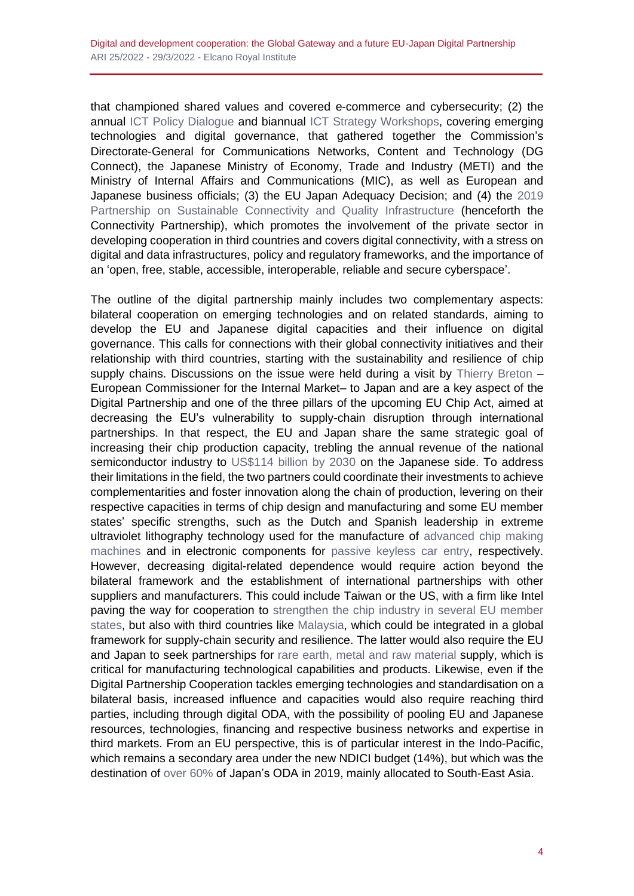that championed shared values and covered e-commerce and cybersecurity; (2) the annual ICT Policy Dialogue and biannual ICT Strategy Workshops, covering emerging technologies and digital governance, that gathered together the Commission's Directorate-General for Communications Networks, Content and Technology (DG Connect), the Japanese Ministry of Economy, Trade and Industry (METI) and the Ministry of Internal Affairs and Communications (MIC), as well as European and Japanese business officials; (3) the EU Japan Adequacy Decision; and (4) the 2019 Partnership on Sustainable Connectivity and Quality Infrastructure (henceforth the Connectivity Partnership), which promotes the involvement of the private sector in developing cooperation in third countries and covers digital connectivity, with a stress on digital and data infrastructures, policy and regulatory frameworks, and the importance of an 'open, free, stable, accessible, interoperable, reliable and secure cyberspace'.

The outline of the digital partnership mainly includes two complementary aspects: bilateral cooperation on emerging technologies and on related standards, aiming to develop the EU and Japanese digital capacities and their influence on digital governance. This calls for connections with their global connectivity initiatives and their relationship with third countries, starting with the sustainability and resilience of chip supply chains. Discussions on the issue were held during a visit by Thierry Breton – European Commissioner for the Internal Market– to Japan and are a key aspect of the Digital Partnership and one of the three pillars of the upcoming EU Chip Act, aimed at decreasing the EU's vulnerability to supply-chain disruption through international partnerships. In that respect, the EU and Japan share the same strategic goal of increasing their chip production capacity, trebling the annual revenue of the national semiconductor industry to US$114 billion by 2030 on the Japanese side. To address their limitations in the field, the two partners could coordinate their investments to achieve complementarities and foster innovation along the chain of production, levering on their respective capacities in terms of chip design and manufacturing and some EU member states' specific strengths, such as the Dutch and Spanish leadership in extreme ultraviolet lithography technology used for the manufacture of advanced chip making machines and in electronic components for passive keyless car entry, respectively. However, decreasing digital-related dependence would require action beyond the bilateral framework and the establishment of international partnerships with other suppliers and manufacturers. This could include Taiwan or the US, with a firm like Intel paving the way for cooperation to strengthen the chip industry in several EU member states, but also with third countries like Malaysia, which could be integrated in a global framework for supply-chain security and resilience. The latter would also require the EU and Japan to seek partnerships for rare earth, metal and raw material supply, which is critical for manufacturing technological capabilities and products. Likewise, even if the Digital Partnership Cooperation tackles emerging technologies and standardisation on a bilateral basis, increased influence and capacities would also require reaching third parties, including through digital ODA, with the possibility of pooling EU and Japanese resources, technologies, financing and respective business networks and expertise in third markets. From an EU perspective, this is of particular interest in the Indo-Pacific, which remains a secondary area under the new NDICI budget (14%), but which was the destination of over 60% of Japan's ODA in 2019, mainly allocated to South-East Asia.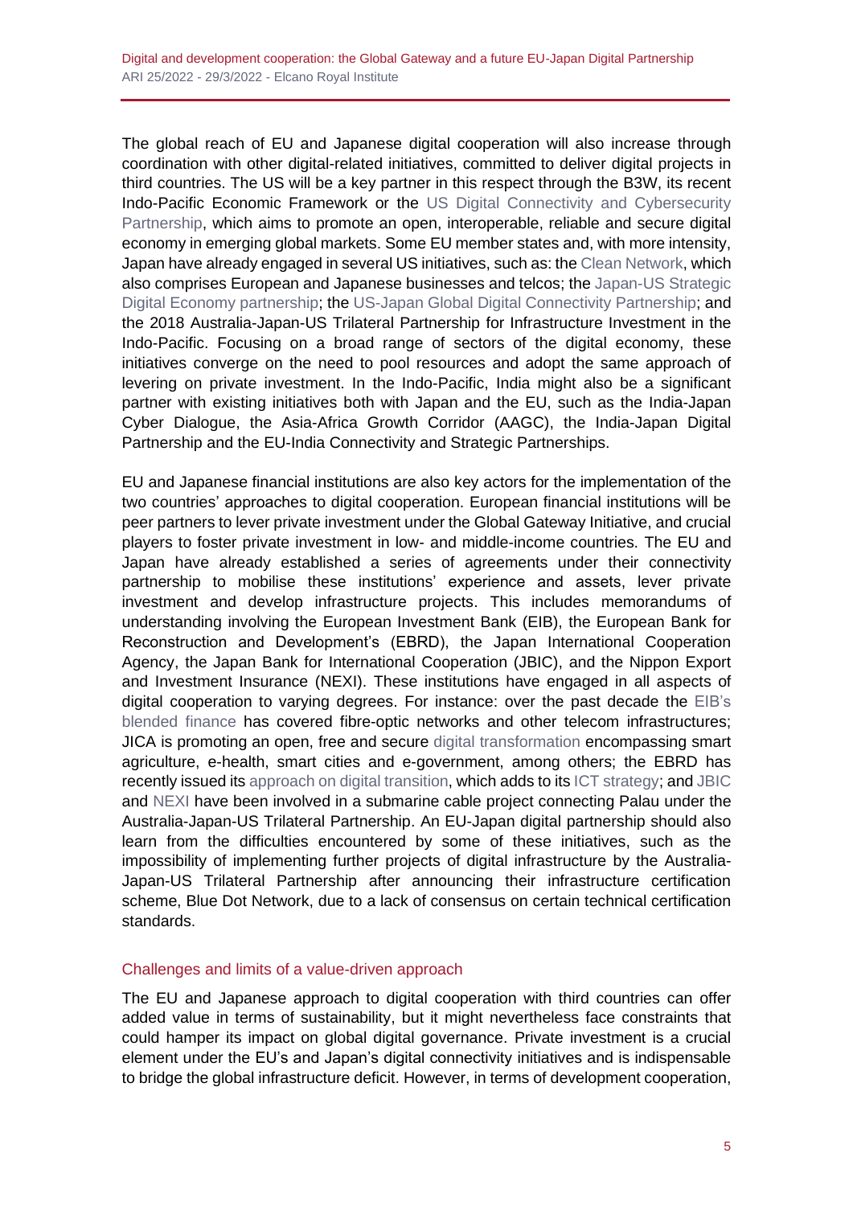The global reach of EU and Japanese digital cooperation will also increase through coordination with other digital-related initiatives, committed to deliver digital projects in third countries. The US will be a key partner in this respect through the B3W, its recent Indo-Pacific Economic Framework or the US Digital Connectivity and Cybersecurity Partnership, which aims to promote an open, interoperable, reliable and secure digital economy in emerging global markets. Some EU member states and, with more intensity, Japan have already engaged in several US initiatives, such as: the Clean Network, which also comprises European and Japanese businesses and telcos; the Japan-US Strategic Digital Economy partnership; the US-Japan Global Digital Connectivity Partnership; and the 2018 Australia-Japan-US Trilateral Partnership for Infrastructure Investment in the Indo-Pacific. Focusing on a broad range of sectors of the digital economy, these initiatives converge on the need to pool resources and adopt the same approach of levering on private investment. In the Indo-Pacific, India might also be a significant partner with existing initiatives both with Japan and the EU, such as the India-Japan Cyber Dialogue, the Asia-Africa Growth Corridor (AAGC), the India-Japan Digital Partnership and the EU-India Connectivity and Strategic Partnerships.

EU and Japanese financial institutions are also key actors for the implementation of the two countries' approaches to digital cooperation. European financial institutions will be peer partners to lever private investment under the Global Gateway Initiative, and crucial players to foster private investment in low- and middle-income countries. The EU and Japan have already established a series of agreements under their connectivity partnership to mobilise these institutions' experience and assets, lever private investment and develop infrastructure projects. This includes memorandums of understanding involving the European Investment Bank (EIB), the European Bank for Reconstruction and Development's (EBRD), the Japan International Cooperation Agency, the Japan Bank for International Cooperation (JBIC), and the Nippon Export and Investment Insurance (NEXI). These institutions have engaged in all aspects of digital cooperation to varying degrees. For instance: over the past decade the EIB's blended finance has covered fibre-optic networks and other telecom infrastructures; JICA is promoting an open, free and secure digital transformation encompassing smart agriculture, e-health, smart cities and e-government, among others; the EBRD has recently issued its approach on digital transition, which adds to its ICT strategy; and JBIC and NEXI have been involved in a submarine cable project connecting Palau under the Australia-Japan-US Trilateral Partnership. An EU-Japan digital partnership should also learn from the difficulties encountered by some of these initiatives, such as the impossibility of implementing further projects of digital infrastructure by the Australia-Japan-US Trilateral Partnership after announcing their infrastructure certification scheme, Blue Dot Network, due to a lack of consensus on certain technical certification standards.

## Challenges and limits of a value-driven approach

The EU and Japanese approach to digital cooperation with third countries can offer added value in terms of sustainability, but it might nevertheless face constraints that could hamper its impact on global digital governance. Private investment is a crucial element under the EU's and Japan's digital connectivity initiatives and is indispensable to bridge the global infrastructure deficit. However, in terms of development cooperation,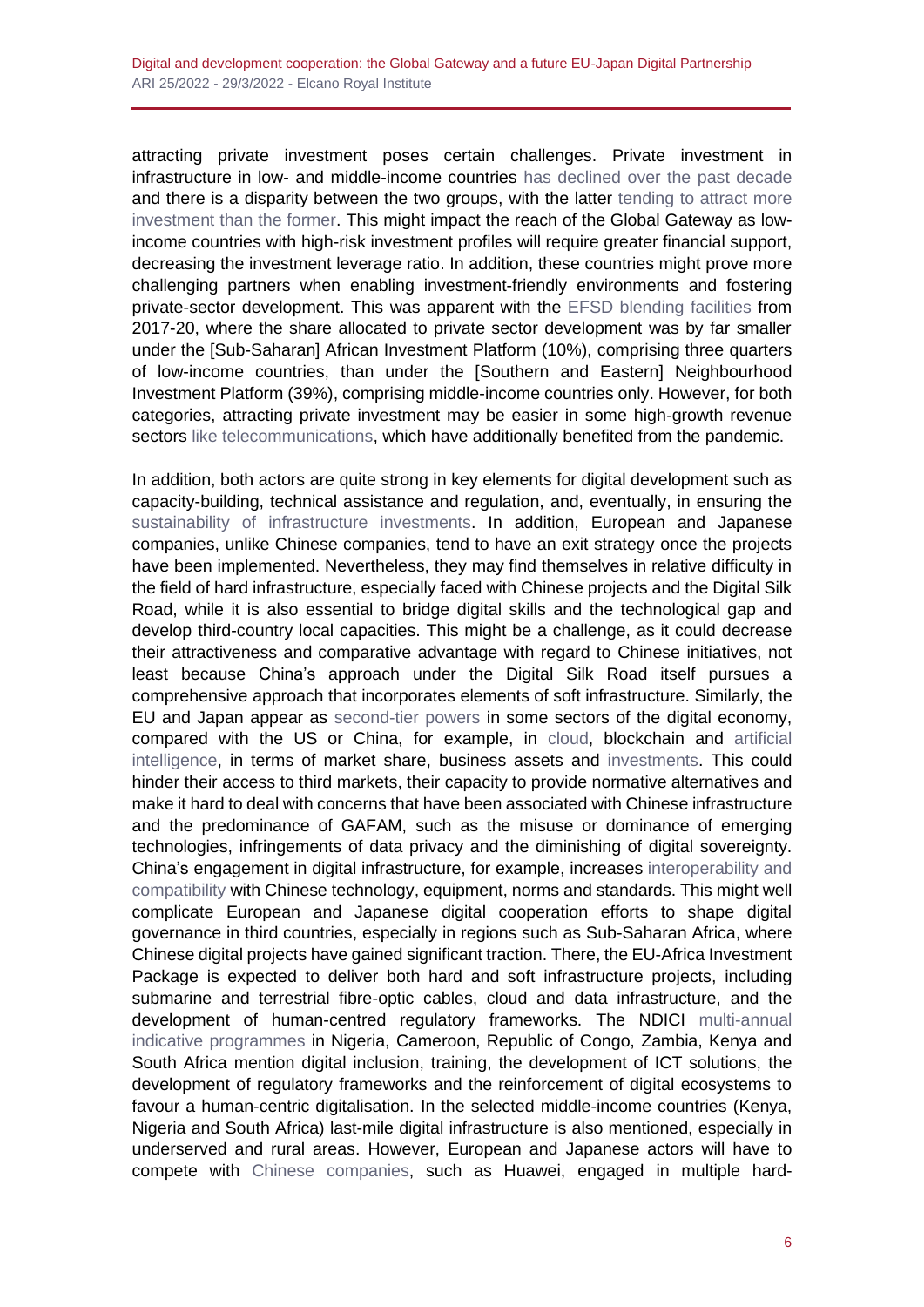attracting private investment poses certain challenges. Private investment in infrastructure in low- and middle-income countries has declined over the past decade and there is a disparity between the two groups, with the latter tending to attract more investment than the former. This might impact the reach of the Global Gateway as low-income countries with high-risk investment profiles will require greater financial support, decreasing the investment leverage ratio. In addition, these countries might prove more challenging partners when enabling investment-friendly environments and fostering private-sector development. This was apparent with the EFSD blending facilities from 2017-20, where the share allocated to private sector development was by far smaller under the [Sub-Saharan] African Investment Platform (10%), comprising three quarters of low-income countries, than under the [Southern and Eastern] Neighbourhood Investment Platform (39%), comprising middle-income countries only. However, for both categories, attracting private investment may be easier in some high-growth revenue sectors like telecommunications, which have additionally benefited from the pandemic.

In addition, both actors are quite strong in key elements for digital development such as capacity-building, technical assistance and regulation, and, eventually, in ensuring the sustainability of infrastructure investments. In addition, European and Japanese companies, unlike Chinese companies, tend to have an exit strategy once the projects have been implemented. Nevertheless, they may find themselves in relative difficulty in the field of hard infrastructure, especially faced with Chinese projects and the Digital Silk Road, while it is also essential to bridge digital skills and the technological gap and develop third-country local capacities. This might be a challenge, as it could decrease their attractiveness and comparative advantage with regard to Chinese initiatives, not least because China's approach under the Digital Silk Road itself pursues a comprehensive approach that incorporates elements of soft infrastructure. Similarly, the EU and Japan appear as second-tier powers in some sectors of the digital economy, compared with the US or China, for example, in cloud, blockchain and artificial intelligence, in terms of market share, business assets and investments. This could hinder their access to third markets, their capacity to provide normative alternatives and make it hard to deal with concerns that have been associated with Chinese infrastructure and the predominance of GAFAM, such as the misuse or dominance of emerging technologies, infringements of data privacy and the diminishing of digital sovereignty. China's engagement in digital infrastructure, for example, increases interoperability and compatibility with Chinese technology, equipment, norms and standards. This might well complicate European and Japanese digital cooperation efforts to shape digital governance in third countries, especially in regions such as Sub-Saharan Africa, where Chinese digital projects have gained significant traction. There, the EU-Africa Investment Package is expected to deliver both hard and soft infrastructure projects, including submarine and terrestrial fibre-optic cables, cloud and data infrastructure, and the development of human-centred regulatory frameworks. The NDICI multi-annual indicative programmes in Nigeria, Cameroon, Republic of Congo, Zambia, Kenya and South Africa mention digital inclusion, training, the development of ICT solutions, the development of regulatory frameworks and the reinforcement of digital ecosystems to favour a human-centric digitalisation. In the selected middle-income countries (Kenya, Nigeria and South Africa) last-mile digital infrastructure is also mentioned, especially in underserved and rural areas. However, European and Japanese actors will have to compete with Chinese companies, such as Huawei, engaged in multiple hard-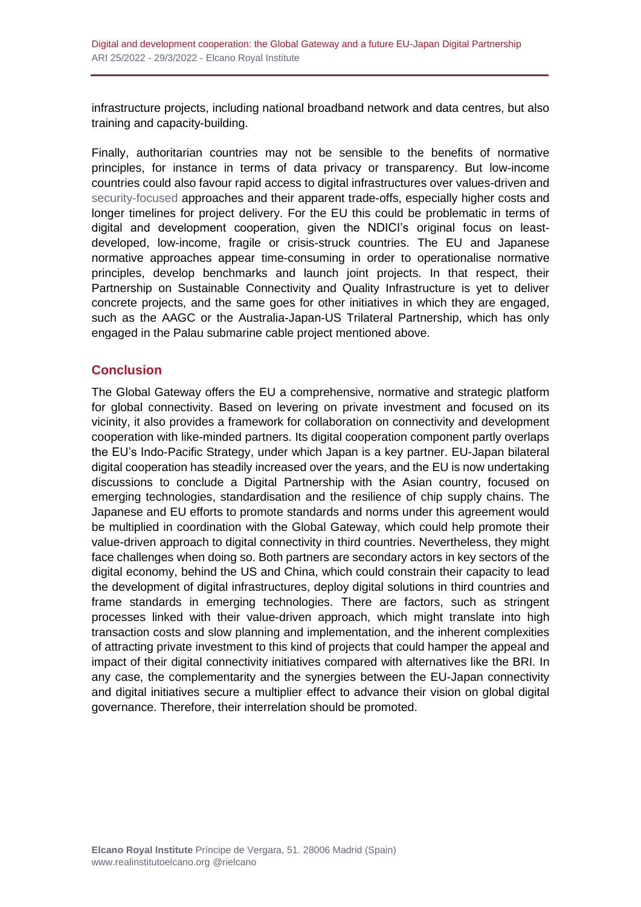infrastructure projects, including national broadband network and data centres, but also training and capacity-building.

Finally, authoritarian countries may not be sensible to the benefits of normative principles, for instance in terms of data privacy or transparency. But low-income countries could also favour rapid access to digital infrastructures over values-driven and security-focused approaches and their apparent trade-offs, especially higher costs and longer timelines for project delivery. For the EU this could be problematic in terms of digital and development cooperation, given the NDICI's original focus on least-developed, low-income, fragile or crisis-struck countries. The EU and Japanese normative approaches appear time-consuming in order to operationalise normative principles, develop benchmarks and launch joint projects. In that respect, their Partnership on Sustainable Connectivity and Quality Infrastructure is yet to deliver concrete projects, and the same goes for other initiatives in which they are engaged, such as the AAGC or the Australia-Japan-US Trilateral Partnership, which has only engaged in the Palau submarine cable project mentioned above.

## Conclusion

The Global Gateway offers the EU a comprehensive, normative and strategic platform for global connectivity. Based on levering on private investment and focused on its vicinity, it also provides a framework for collaboration on connectivity and development cooperation with like-minded partners. Its digital cooperation component partly overlaps the EU's Indo-Pacific Strategy, under which Japan is a key partner. EU-Japan bilateral digital cooperation has steadily increased over the years, and the EU is now undertaking discussions to conclude a Digital Partnership with the Asian country, focused on emerging technologies, standardisation and the resilience of chip supply chains. The Japanese and EU efforts to promote standards and norms under this agreement would be multiplied in coordination with the Global Gateway, which could help promote their value-driven approach to digital connectivity in third countries. Nevertheless, they might face challenges when doing so. Both partners are secondary actors in key sectors of the digital economy, behind the US and China, which could constrain their capacity to lead the development of digital infrastructures, deploy digital solutions in third countries and frame standards in emerging technologies. There are factors, such as stringent processes linked with their value-driven approach, which might translate into high transaction costs and slow planning and implementation, and the inherent complexities of attracting private investment to this kind of projects that could hamper the appeal and impact of their digital connectivity initiatives compared with alternatives like the BRI. In any case, the complementarity and the synergies between the EU-Japan connectivity and digital initiatives secure a multiplier effect to advance their vision on global digital governance. Therefore, their interrelation should be promoted.